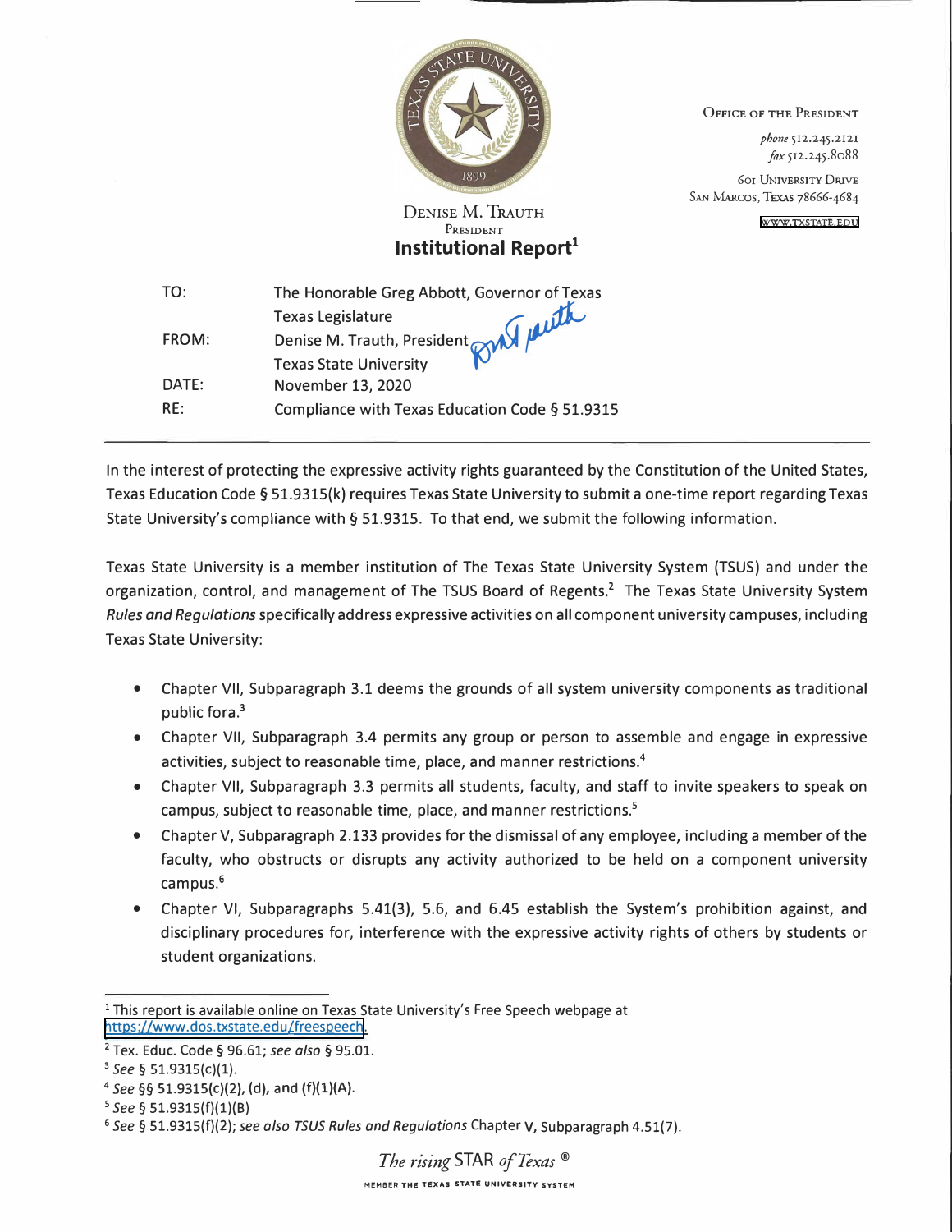Office of the President

*phone* 512.245.2121
*fax* 512.245.8088

601 University Drive
San Marcos, Texas 78666-4684

www.txstate.edu

Denise M. Trauth
President

# Institutional Report[1]

| | |
|---|---|
| TO: | The Honorable Greg Abbott, Governor of Texas<br>Texas Legislature |
| FROM: | Denise M. Trauth, President<br>Texas State University |
| DATE: | November 13, 2020 |
| RE: | Compliance with Texas Education Code § 51.9315 |

In the interest of protecting the expressive activity rights guaranteed by the Constitution of the United States, Texas Education Code § 51.9315(k) requires Texas State University to submit a one-time report regarding Texas State University's compliance with § 51.9315. To that end, we submit the following information.

Texas State University is a member institution of The Texas State University System (TSUS) and under the organization, control, and management of The TSUS Board of Regents.[2] The Texas State University System *Rules and Regulations* specifically address expressive activities on all component university campuses, including Texas State University:

- Chapter VII, Subparagraph 3.1 deems the grounds of all system university components as traditional public fora.[3]
- Chapter VII, Subparagraph 3.4 permits any group or person to assemble and engage in expressive activities, subject to reasonable time, place, and manner restrictions.[4]
- Chapter VII, Subparagraph 3.3 permits all students, faculty, and staff to invite speakers to speak on campus, subject to reasonable time, place, and manner restrictions.[5]
- Chapter V, Subparagraph 2.133 provides for the dismissal of any employee, including a member of the faculty, who obstructs or disrupts any activity authorized to be held on a component university campus.[6]
- Chapter VI, Subparagraphs 5.41(3), 5.6, and 6.45 establish the System's prohibition against, and disciplinary procedures for, interference with the expressive activity rights of others by students or student organizations.

---

[1] This report is available online on Texas State University's Free Speech webpage at https://www.dos.txstate.edu/freespeech.

[2] Tex. Educ. Code § 96.61; *see also* § 95.01.

[3] *See* § 51.9315(c)(1).

[4] *See* §§ 51.9315(c)(2), (d), and (f)(1)(A).

[5] *See* § 51.9315(f)(1)(B)

[6] *See* § 51.9315(f)(2); *see also TSUS Rules and Regulations* Chapter V, Subparagraph 4.51(7).

*The rising* STAR *of Texas* ®

MEMBER THE TEXAS STATE UNIVERSITY SYSTEM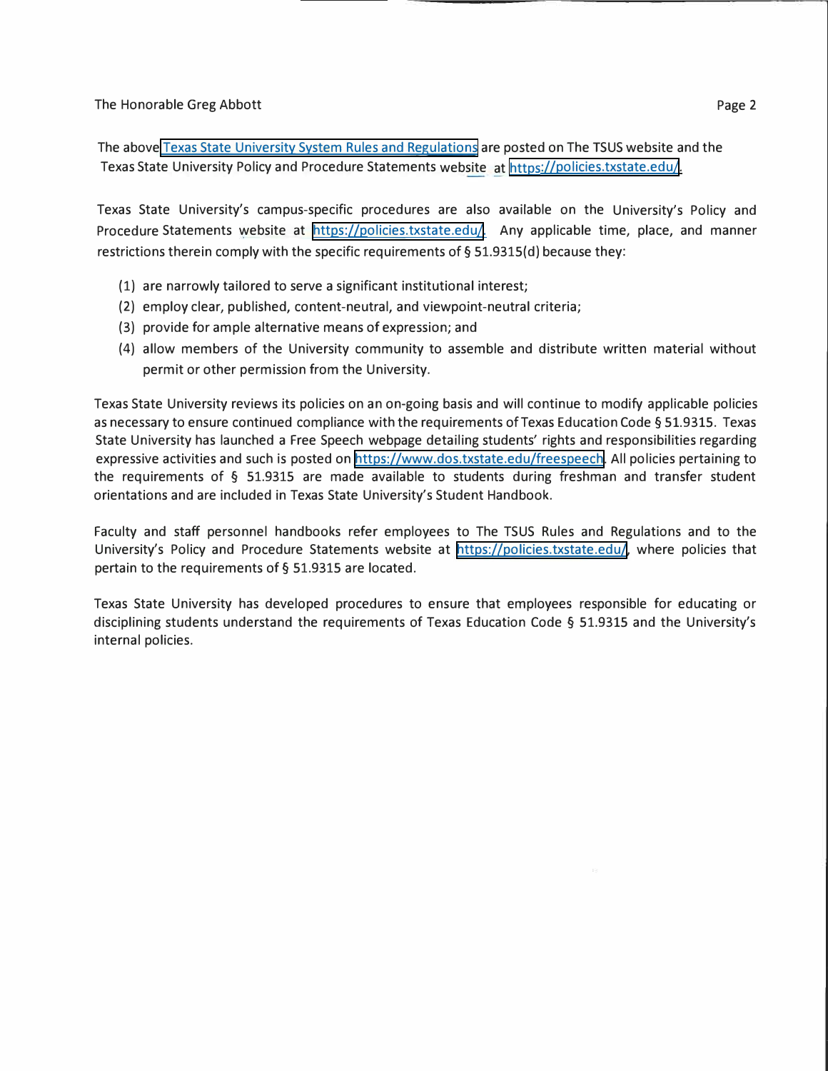The above Texas State University System Rules and Regulations are posted on The TSUS website and the Texas State University Policy and Procedure Statements website at https://policies.txstate.edu/.

Texas State University's campus-specific procedures are also available on the University's Policy and Procedure Statements website at https://policies.txstate.edu/. Any applicable time, place, and manner restrictions therein comply with the specific requirements of § 51.9315(d) because they:

(1) are narrowly tailored to serve a significant institutional interest;
(2) employ clear, published, content-neutral, and viewpoint-neutral criteria;
(3) provide for ample alternative means of expression; and
(4) allow members of the University community to assemble and distribute written material without permit or other permission from the University.

Texas State University reviews its policies on an on-going basis and will continue to modify applicable policies as necessary to ensure continued compliance with the requirements of Texas Education Code § 51.9315. Texas State University has launched a Free Speech webpage detailing students' rights and responsibilities regarding expressive activities and such is posted on https://www.dos.txstate.edu/freespeech. All policies pertaining to the requirements of § 51.9315 are made available to students during freshman and transfer student orientations and are included in Texas State University's Student Handbook.

Faculty and staff personnel handbooks refer employees to The TSUS Rules and Regulations and to the University's Policy and Procedure Statements website at https://policies.txstate.edu/, where policies that pertain to the requirements of § 51.9315 are located.

Texas State University has developed procedures to ensure that employees responsible for educating or disciplining students understand the requirements of Texas Education Code § 51.9315 and the University's internal policies.